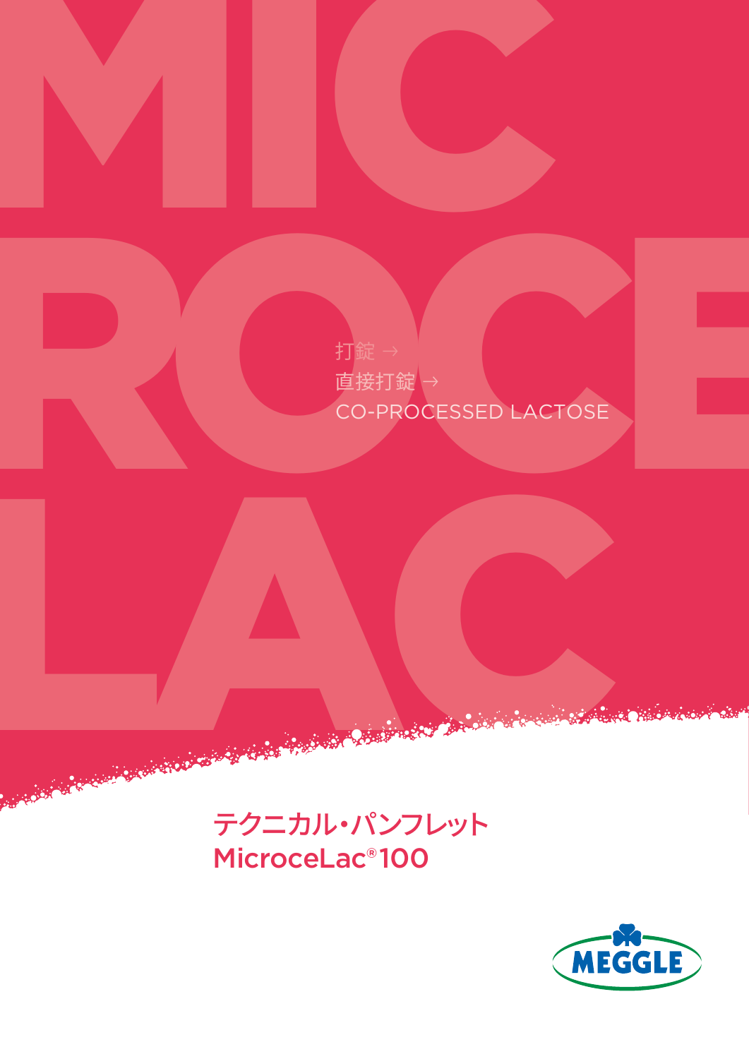MIC
ROCE
LAC

打錠 →
直接打錠 →
CO-PROCESSED LACTOSE

# テクニカル・パンフレット
# MicroceLac® 100

MEGGLE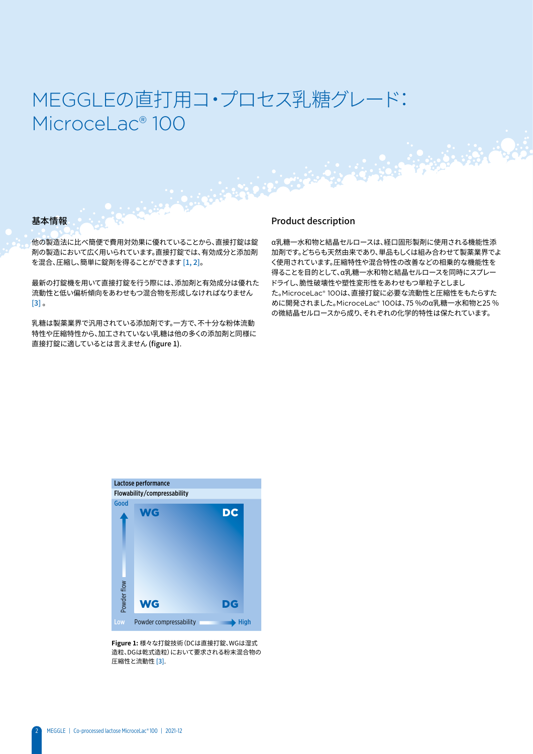# MEGGLEの直打用コ・プロセス乳糖グレード：MicroceLac® 100

## 基本情報

他の製造法に比べ簡便で費用対効果に優れていることから、直接打錠は錠剤の製造において広く用いられています。直接打錠では、有効成分と添加剤を混合、圧縮し、簡単に錠剤を得ることができます [1, 2]。

最新の打錠機を用いて直接打錠を行う際には、添加剤と有効成分は優れた流動性と低い偏析傾向をあわせもつ混合物を形成しなければなりません [3] 。

乳糖は製薬業界で汎用されている添加剤です。一方で、不十分な粉体流動特性や圧縮特性から、加工されていない乳糖は他の多くの添加剤と同様に直接打錠に適しているとは言えません (figure 1).

## Product description

α乳糖一水和物と結晶セルロースは、経口固形製剤に使用される機能性添加剤です。どちらも天然由来であり、単品もしくは組み合わせて製薬業界でよく使用されています。圧縮特性や混合特性の改善などの相乗的な機能性を得ることを目的として、α乳糖一水和物と結晶セルロースを同時にスプレードライし、脆性破壊性や塑性変形性をあわせもつ単粒子としました。MicroceLac® 100は、直接打錠に必要な流動性と圧縮性をもたらすために開発されました。MicroceLac® 100は、75 %のα乳糖一水和物と25 %の微結晶セルロースから成り、それぞれの化学的特性は保たれています。

Lactose performance
Flowability/compressability
Good
WG
DC
WG
DG
Powder flow
Low
Powder compressability
High

**Figure 1:** 様々な打錠技術（DCは直接打錠、WGは湿式造粒、DGは乾式造粒）において要求される粉末混合物の圧縮性と流動性 [3].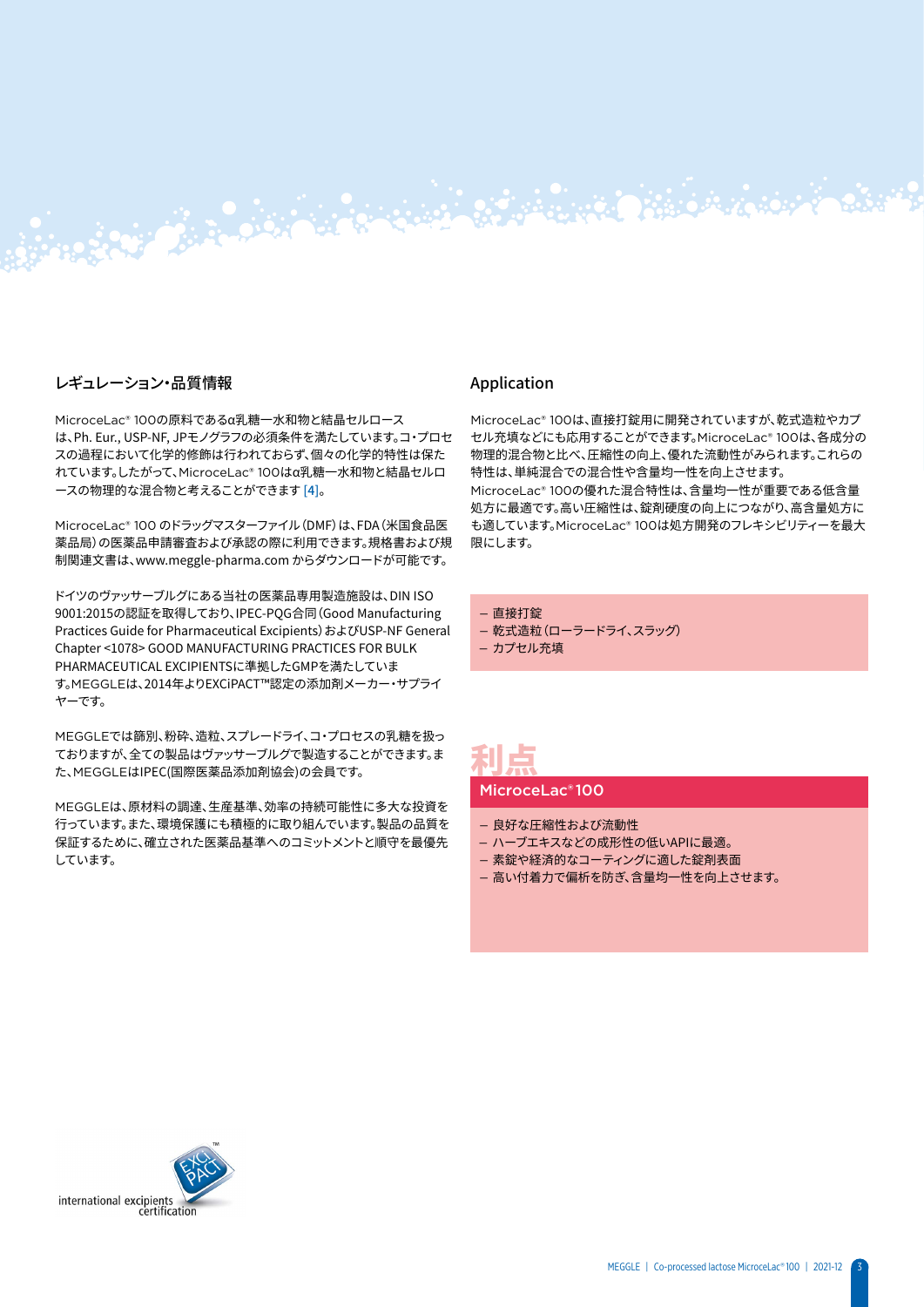## レギュレーション・品質情報

MicroceLac® 100の原料であるα乳糖一水和物と結晶セルロースは、Ph. Eur., USP-NF, JPモノグラフの必須条件を満たしています。コ・プロセスの過程において化学的修飾は行われておらず、個々の化学的特性は保たれています。したがって、MicroceLac® 100はα乳糖一水和物と結晶セルロースの物理的な混合物と考えることができます [4]。

MicroceLac® 100 のドラッグマスターファイル (DMF) は、FDA (米国食品医薬品局) の医薬品申請審査および承認の際に利用できます。規格書および規制関連文書は、www.meggle-pharma.com からダウンロードが可能です。

ドイツのヴァッサーブルグにある当社の医薬品専用製造施設は、DIN ISO 9001:2015の認証を取得しており、IPEC-PQG合同 (Good Manufacturing Practices Guide for Pharmaceutical Excipients) およびUSP-NF General Chapter <1078> GOOD MANUFACTURING PRACTICES FOR BULK PHARMACEUTICAL EXCIPIENTSに準拠したGMPを満たしています。MEGGLEは、2014年よりEXCiPACT™認定の添加剤メーカー・サプライヤーです。

MEGGLEでは篩別、粉砕、造粒、スプレードライ、コ・プロセスの乳糖を扱っておりますが、全ての製品はヴァッサーブルグで製造することができます。また、MEGGLEはIPEC(国際医薬品添加剤協会)の会員です。

MEGGLEは、原材料の調達、生産基準、効率の持続可能性に多大な投資を行っています。また、環境保護にも積極的に取り組んでいます。製品の品質を保証するために、確立された医薬品基準へのコミットメントと順守を最優先しています。

international excipients certification

## Application

MicroceLac® 100は、直接打錠用に開発されていますが、乾式造粒やカプセル充填などにも応用することができます。MicroceLac® 100は、各成分の物理的混合物と比べ、圧縮性の向上、優れた流動性がみられます。これらの特性は、単純混合での混合性や含量均一性を向上させます。
MicroceLac® 100の優れた混合特性は、含量均一性が重要である低含量処方に最適です。高い圧縮性は、錠剤硬度の向上につながり、高含量処方にも適しています。MicroceLac® 100は処方開発のフレキシビリティーを最大限にします。

– 直接打錠
– 乾式造粒 (ローラードライ、スラッグ)
– カプセル充填

## 利点

### MicroceLac® 100

– 良好な圧縮性および流動性
– ハーブエキスなどの成形性の低いAPIに最適。
– 素錠や経済的なコーティングに適した錠剤表面
– 高い付着力で偏析を防ぎ、含量均一性を向上させます。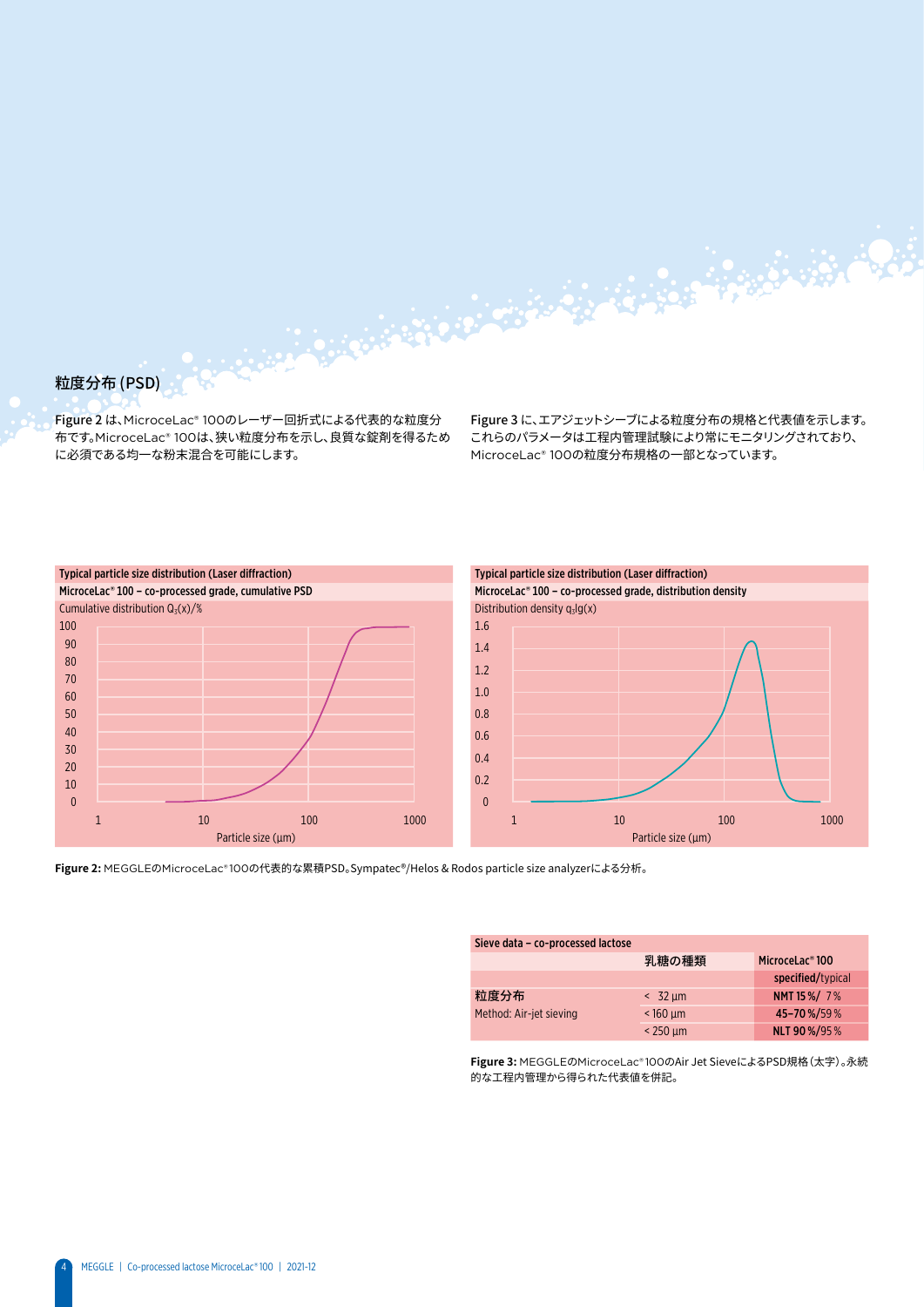## 粒度分布 (PSD)

Figure 2 は、MicroceLac® 100のレーザー回折式による代表的な粒度分布です。MicroceLac® 100は、狭い粒度分布を示し、良質な錠剤を得るために必須である均一な粉末混合を可能にします。

Figure 3 に、エアジェットシーブによる粒度分布の規格と代表値を示します。これらのパラメータは工程内管理試験により常にモニタリングされており、MicroceLac® 100の粒度分布規格の一部となっています。

Typical particle size distribution (Laser diffraction)
MicroceLac® 100 – co-processed grade, cumulative PSD
Cumulative distribution $Q_3(x)$/%
Particle size (µm)

Typical particle size distribution (Laser diffraction)
MicroceLac® 100 – co-processed grade, distribution density
Distribution density $q_3lg(x)$
Particle size (µm)

**Figure 2:** MEGGLEのMicroceLac® 100の代表的な累積PSD。Sympatec®/Helos & Rodos particle size analyzerによる分析。

| Sieve data – co-processed lactose | | |
|---|---|---|
| | 乳糖の種類 | MicroceLac® 100 |
| | | **specified**/typical |
| 粒度分布 | < 32 µm | **NMT 15 %**/ 7 % |
| Method: Air-jet sieving | < 160 µm | **45–70 %**/59 % |
| | < 250 µm | **NLT 90 %**/95 % |

**Figure 3:** MEGGLEのMicroceLac® 100のAir Jet SieveによるPSD規格（太字）。永続的な工程内管理から得られた代表値を併記。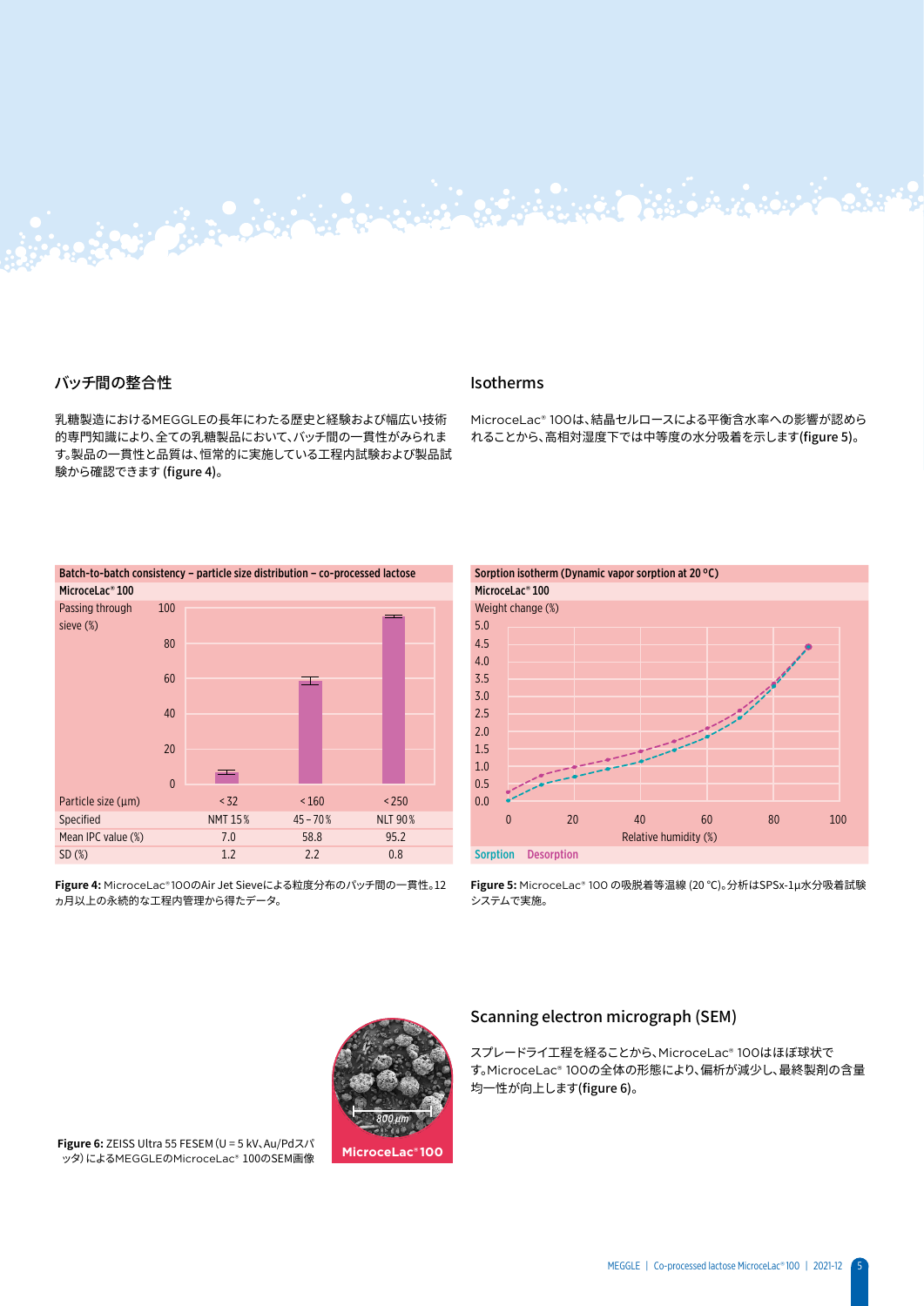## バッチ間の整合性

乳糖製造におけるMEGGLEの長年にわたる歴史と経験および幅広い技術的専門知識により、全ての乳糖製品において、バッチ間の一貫性がみられます。製品の一貫性と品質は、恒常的に実施している工程内試験および製品試験から確認できます (figure 4)。

## Isotherms

MicroceLac® 100は、結晶セルロースによる平衡含水率への影響が認められることから、高相対湿度下では中等度の水分吸着を示します(figure 5)。

Batch-to-batch consistency – particle size distribution – co-processed lactose
MicroceLac® 100
Passing through sieve (%)
100
80
60
40
20
0
Particle size (µm)

| Particle size (µm) | < 32 | < 160 | < 250 |
|---|---|---|---|
| Specified | NMT 15 % | 45 – 70 % | NLT 90 % |
| Mean IPC value (%) | 7.0 | 58.8 | 95.2 |
| SD (%) | 1.2 | 2.2 | 0.8 |

**Figure 4:** MicroceLac® 100のAir Jet Sieveによる粒度分布のバッチ間の一貫性。12ヵ月以上の永続的な工程内管理から得たデータ。

Sorption isotherm (Dynamic vapor sorption at 20 °C)
MicroceLac® 100
Weight change (%)
5.0
4.5
4.0
3.5
3.0
2.5
2.0
1.5
1.0
0.5
0.0
0
20
40
60
80
100
Relative humidity (%)
Sorption Desorption

**Figure 5:** MicroceLac® 100 の吸脱着等温線 (20 °C)。分析はSPSx-1µ水分吸着試験システムで実施。

## Scanning electron micrograph (SEM)

スプレードライ工程を経ることから、MicroceLac® 100はほぼ球状です。MicroceLac® 100の全体の形態により、偏析が減少し、最終製剤の含量均一性が向上します(figure 6)。

800 µm
MicroceLac® 100

**Figure 6:** ZEISS Ultra 55 FESEM (U = 5 kV、Au/Pdスパッタ) によるMEGGLEのMicroceLac® 100のSEM画像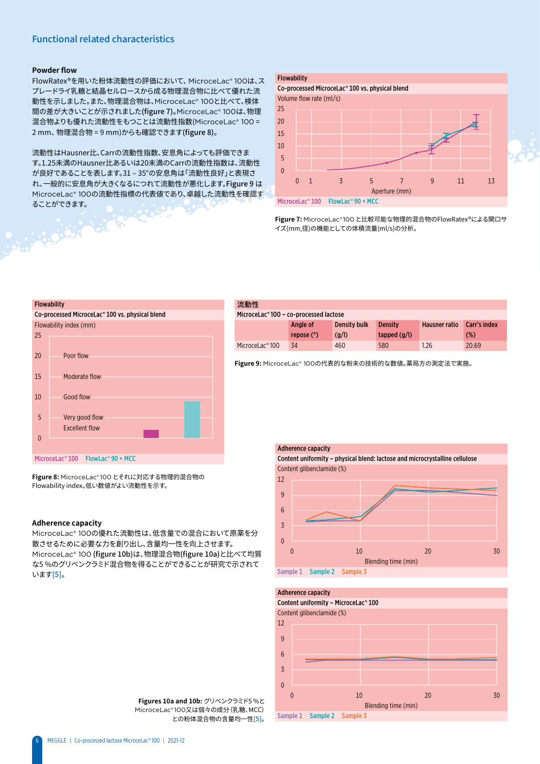## Functional related characteristics

### Powder flow

FlowRatex®を用いた粉体流動性の評価において、MicroceLac® 100は、スプレードライ乳糖と結晶セルロースから成る物理混合物に比べて優れた流動性を示しました。また、物理混合物は、MicroceLac® 100と比べて、検体間の差が大きいことが示されました(figure 7)。MicroceLac® 100は、物理混合物よりも優れた流動性をもつことは流動性指数(MicroceLac® 100 = 2 mm、物理混合物 = 9 mm)からも確認できます(figure 8)。

流動性はHausner比、Carrの流動性指数、安息角によっても評価できます。1.25未満のHausner比あるいは20未満のCarrの流動性指数は、流動性が良好であることを表します。31 – 35°の安息角は「流動性良好」と表現され、一般的に安息角が大きくなるにつれて流動性が悪化します。Figure 9 はMicroceLac® 100の流動性指標の代表値であり、卓越した流動性を確認することができます。

Flowability
Co-processed MicroceLac® 100 vs. physical blend
Volume flow rate (ml/s)
25
20
15
10
5
0
0 1 3 5 7 9 11 13
Aperture (mm)
MicroceLac® 100 FlowLac® 90 + MCC

**Figure 7:** MicroceLac® 100 と比較可能な物理的混合物のFlowRatex®による開口サイズ(mm,径)の機能としての体積流量(ml/s)の分析。

Flowability
Co-processed MicroceLac® 100 vs. physical blend
Flowability index (mm)
25
20 Poor flow
15 Moderate flow
10 Good flow
5 Very good flow
Excellent flow
0
MicroceLac® 100 FlowLac® 90 + MCC

**Figure 8:** MicroceLac® 100 とそれに対応する物理的混合物のFlowability index。低い数値がよい流動性を示す。

流動性
MicroceLac® 100 – co-processed lactose

| | Angle of repose (°) | Density bulk (g/l) | Density tapped (g/l) | Hausner ratio | Carr's index (%) |
|---|---|---|---|---|---|
| MicroceLac® 100 | 34 | 460 | 580 | 1.26 | 20.69 |

**Figure 9:** MicroceLac® 100の代表的な粉末の技術的な数値。薬局方の測定法で実施。

### Adherence capacity

MicroceLac® 100の優れた流動性は、低含量での混合において原薬を分散させるために必要な力を創り出し、含量均一性を向上させます。MicroceLac® 100 (figure 10b)は、物理混合物(figure 10a)と比べて均質な5 %のグリベンクラミド混合物を得ることができることが研究で示されています[5]。

Adherence capacity
Content uniformity – physical blend: lactose and microcrystalline cellulose
Content glibenclamide (%)
12
9
6
3
0
0 10 20 30
Blending time (min)
Sample 1 Sample 2 Sample 3

Adherence capacity
Content uniformity – MicroceLac® 100
Content glibenclamide (%)
12
9
6
3
0
0 10 20 30
Blending time (min)
Sample 1 Sample 2 Sample 3

**Figures 10a and 10b:** グリベンクラミド5 %とMicroceLac® 100又は個々の成分(乳糖、MCC)との粉体混合物の含量均一性[5]。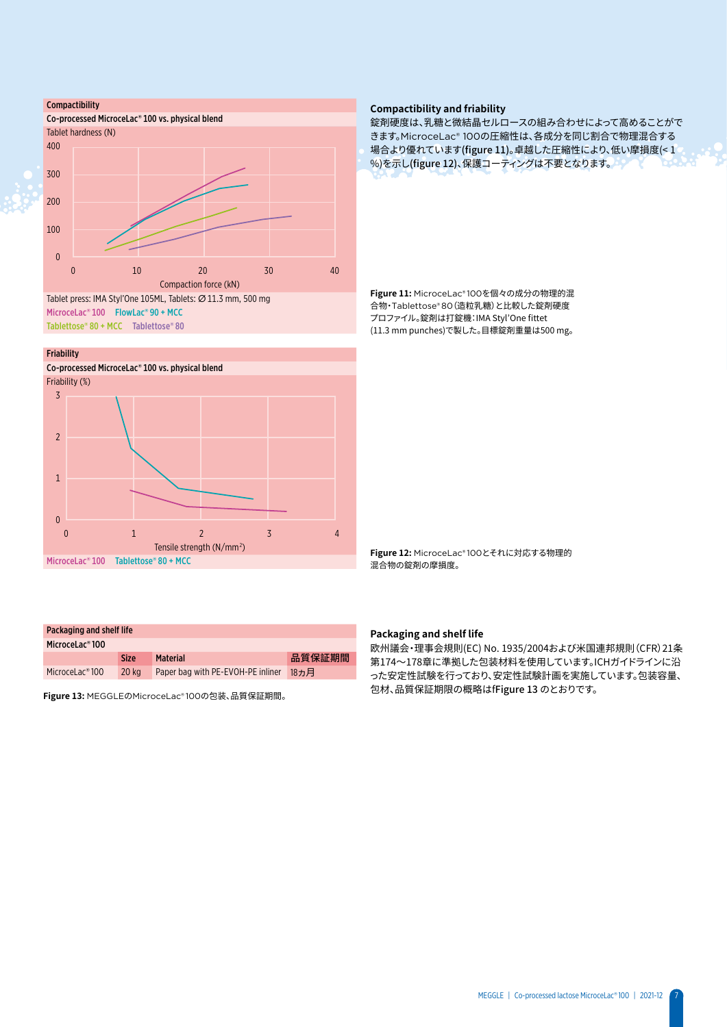## Compactibility and friability

錠剤硬度は、乳糖と微結晶セルロースの組み合わせによって高めることができます。MicroceLac® 100の圧縮性は、各成分を同じ割合で物理混合する場合より優れています(figure 11)。卓越した圧縮性により、低い摩損度(< 1 %)を示し(figure 12)、保護コーティングは不要となります。

**Compactibility**
Co-processed MicroceLac® 100 vs. physical blend
Tablet hardness (N)
Compaction force (kN)
Tablet press: IMA Styl'One 105ML, Tablets: Ø 11.3 mm, 500 mg
MicroceLac® 100 FlowLac® 90 + MCC Tablettose® 80 + MCC Tablettose® 80

**Figure 11:** MicroceLac® 100を個々の成分の物理的混合物・Tablettose® 80(造粒乳糖)と比較した錠剤硬度プロファイル。錠剤は打錠機:IMA Styl'One fittet (11.3 mm punches)で製した。目標錠剤重量は500 mg。

**Friability**
Co-processed MicroceLac® 100 vs. physical blend
Friability (%)
Tensile strength (N/mm²)
MicroceLac® 100 Tablettose® 80 + MCC

**Figure 12:** MicroceLac® 100とそれに対応する物理的混合物の錠剤の摩損度。

## Packaging and shelf life

欧州議会・理事会規則(EC) No. 1935/2004および米国連邦規則(CFR)21条第174~178章に準拠した包装材料を使用しています。ICHガイドラインに沿った安定性試験を行っており、安定性試験計画を実施しています。包装容量、包材、品質保証期限の概略はfFigure 13 のとおりです。

**Packaging and shelf life**
MicroceLac® 100

| | Size | Material | 品質保証期間 |
|---|---|---|---|
| MicroceLac® 100 | 20 kg | Paper bag with PE-EVOH-PE inliner | 18カ月 |

**Figure 13:** MEGGLEのMicroceLac® 100の包装、品質保証期間。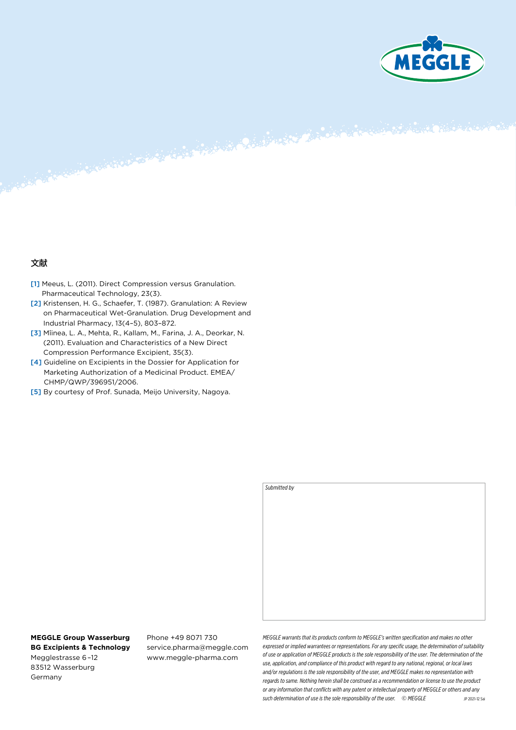## 文献

[1] Meeus, L. (2011). Direct Compression versus Granulation. Pharmaceutical Technology, 23(3).
[2] Kristensen, H. G., Schaefer, T. (1987). Granulation: A Review on Pharmaceutical Wet-Granulation. Drug Development and Industrial Pharmacy, 13(4–5), 803–872.
[3] Mîinea, L. A., Mehta, R., Kallam, M., Farina, J. A., Deorkar, N. (2011). Evaluation and Characteristics of a New Direct Compression Performance Excipient, 35(3).
[4] Guideline on Excipients in the Dossier for Application for Marketing Authorization of a Medicinal Product. EMEA/CHMP/QWP/396951/2006.
[5] By courtesy of Prof. Sunada, Meijo University, Nagoya.

*Submitted by*

**MEGGLE Group Wasserburg**
**BG Excipients & Technology**
Megglestrasse 6 –12
83512 Wasserburg
Germany

Phone +49 8071 730
service.pharma@meggle.com
www.meggle-pharma.com

*MEGGLE warrants that its products conform to MEGGLE's written specification and makes no other expressed or implied warrantees or representations. For any specific usage, the determination of suitability of use or application of MEGGLE products is the sole responsibility of the user. The determination of the use, application, and compliance of this product with regard to any national, regional, or local laws and/or regulations is the sole responsibility of the user, and MEGGLE makes no representation with regards to same. Nothing herein shall be construed as a recommendation or license to use the product or any information that conflicts with any patent or intellectual property of MEGGLE or others and any such determination of use is the sole responsibility of the user. © MEGGLE*

JP 2021-12 Sai